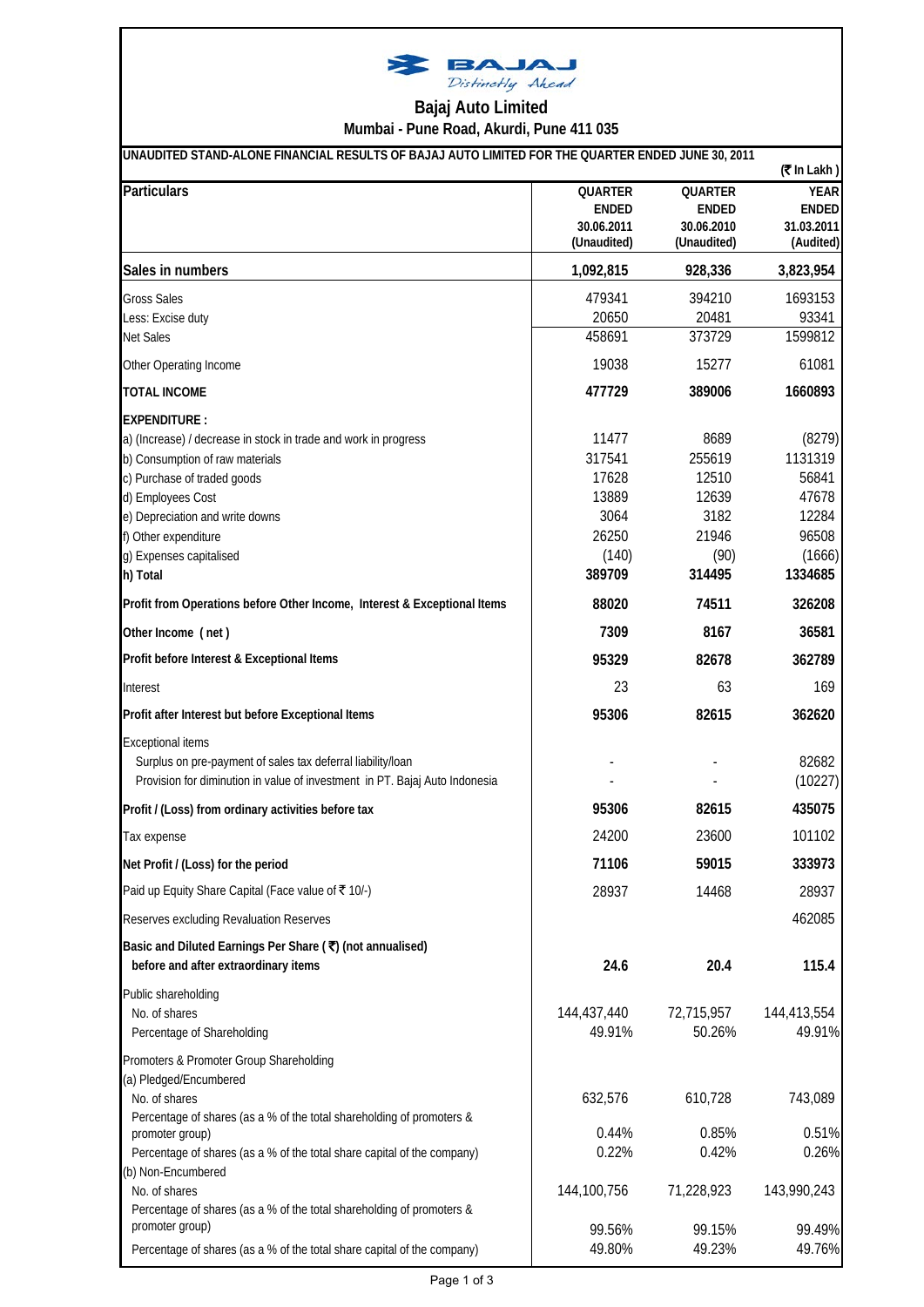# Bajaj Auto Limited

**Mumbai - Pune Road, Akurdi, Pune 411 035**

**UNAUDITED STAND-ALONE FINANCIAL RESULTS OF BAJAJ AUTO LIMITED FOR THE QUARTER ENDED JUNE 30, 2011**

(₹ In Lakh)

| Particulars | QUARTER ENDED 30.06.2011 (Unaudited) | QUARTER ENDED 30.06.2010 (Unaudited) | YEAR ENDED 31.03.2011 (Audited) |
|---|---|---|---|
| **Sales in numbers** | **1,092,815** | **928,336** | **3,823,954** |
| Gross Sales | 479341 | 394210 | 1693153 |
| Less: Excise duty | 20650 | 20481 | 93341 |
| Net Sales | 458691 | 373729 | 1599812 |
| Other Operating Income | 19038 | 15277 | 61081 |
| **TOTAL INCOME** | **477729** | **389006** | **1660893** |
| **EXPENDITURE :** | | | |
| a) (Increase) / decrease in stock in trade and work in progress | 11477 | 8689 | (8279) |
| b) Consumption of raw materials | 317541 | 255619 | 1131319 |
| c) Purchase of traded goods | 17628 | 12510 | 56841 |
| d) Employees Cost | 13889 | 12639 | 47678 |
| e) Depreciation and write downs | 3064 | 3182 | 12284 |
| f) Other expenditure | 26250 | 21946 | 96508 |
| g) Expenses capitalised | (140) | (90) | (1666) |
| **h) Total** | **389709** | **314495** | **1334685** |
| **Profit from Operations before Other Income, Interest & Exceptional Items** | **88020** | **74511** | **326208** |
| **Other Income ( net )** | **7309** | **8167** | **36581** |
| **Profit before Interest & Exceptional Items** | **95329** | **82678** | **362789** |
| Interest | 23 | 63 | 169 |
| **Profit after Interest but before Exceptional Items** | **95306** | **82615** | **362620** |
| Exceptional items | | | |
| Surplus on pre-payment of sales tax deferral liability/loan | - | - | 82682 |
| Provision for diminution in value of investment in PT. Bajaj Auto Indonesia | - | - | (10227) |
| **Profit / (Loss) from ordinary activities before tax** | **95306** | **82615** | **435075** |
| Tax expense | 24200 | 23600 | 101102 |
| **Net Profit / (Loss) for the period** | **71106** | **59015** | **333973** |
| Paid up Equity Share Capital (Face value of ₹ 10/-) | 28937 | 14468 | 28937 |
| Reserves excluding Revaluation Reserves | | | 462085 |
| **Basic and Diluted Earnings Per Share (₹) (not annualised) before and after extraordinary items** | **24.6** | **20.4** | **115.4** |
| Public shareholding | | | |
| No. of shares | 144,437,440 | 72,715,957 | 144,413,554 |
| Percentage of Shareholding | 49.91% | 50.26% | 49.91% |
| Promoters & Promoter Group Shareholding | | | |
| (a) Pledged/Encumbered | | | |
| No. of shares | 632,576 | 610,728 | 743,089 |
| Percentage of shares (as a % of the total shareholding of promoters & promoter group) | 0.44% | 0.85% | 0.51% |
| Percentage of shares (as a % of the total share capital of the company) | 0.22% | 0.42% | 0.26% |
| (b) Non-Encumbered | | | |
| No. of shares | 144,100,756 | 71,228,923 | 143,990,243 |
| Percentage of shares (as a % of the total shareholding of promoters & promoter group) | 99.56% | 99.15% | 99.49% |
| Percentage of shares (as a % of the total share capital of the company) | 49.80% | 49.23% | 49.76% |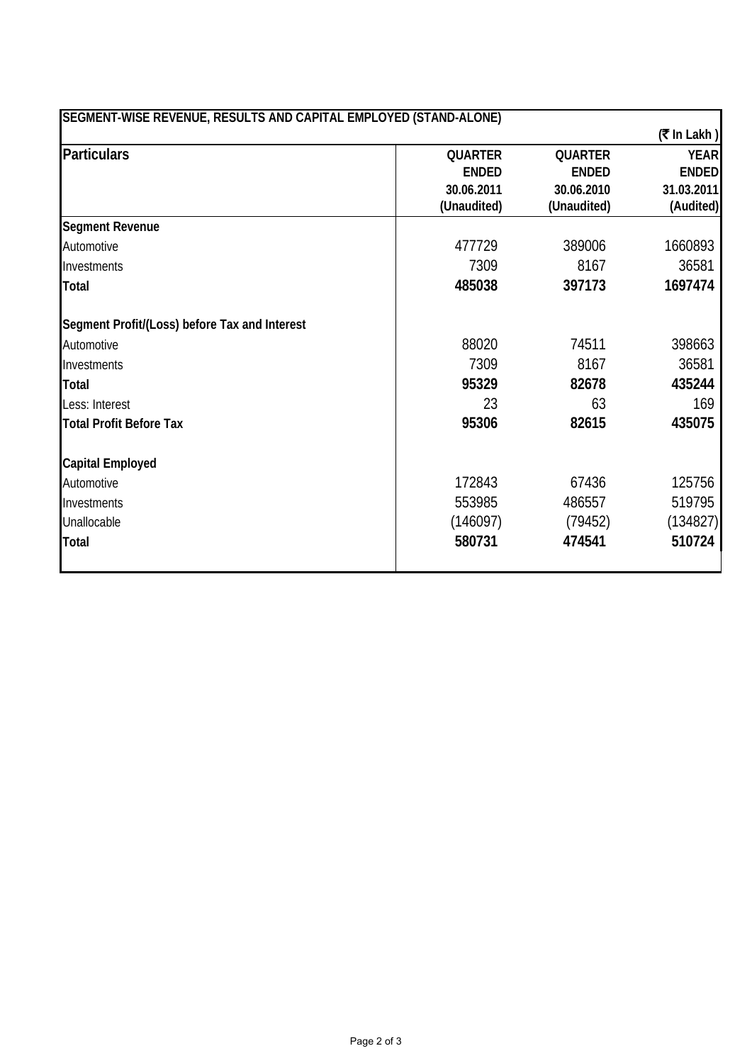## SEGMENT-WISE REVENUE, RESULTS AND CAPITAL EMPLOYED (STAND-ALONE)

(₹ In Lakh )

| Particulars | QUARTER ENDED 30.06.2011 (Unaudited) | QUARTER ENDED 30.06.2010 (Unaudited) | YEAR ENDED 31.03.2011 (Audited) |
|---|---|---|---|
| **Segment Revenue** | | | |
| Automotive | 477729 | 389006 | 1660893 |
| Investments | 7309 | 8167 | 36581 |
| **Total** | **485038** | **397173** | **1697474** |
| **Segment Profit/(Loss) before Tax and Interest** | | | |
| Automotive | 88020 | 74511 | 398663 |
| Investments | 7309 | 8167 | 36581 |
| **Total** | **95329** | **82678** | **435244** |
| Less: Interest | 23 | 63 | 169 |
| **Total Profit Before Tax** | **95306** | **82615** | **435075** |
| **Capital Employed** | | | |
| Automotive | 172843 | 67436 | 125756 |
| Investments | 553985 | 486557 | 519795 |
| Unallocable | (146097) | (79452) | (134827) |
| **Total** | **580731** | **474541** | **510724** |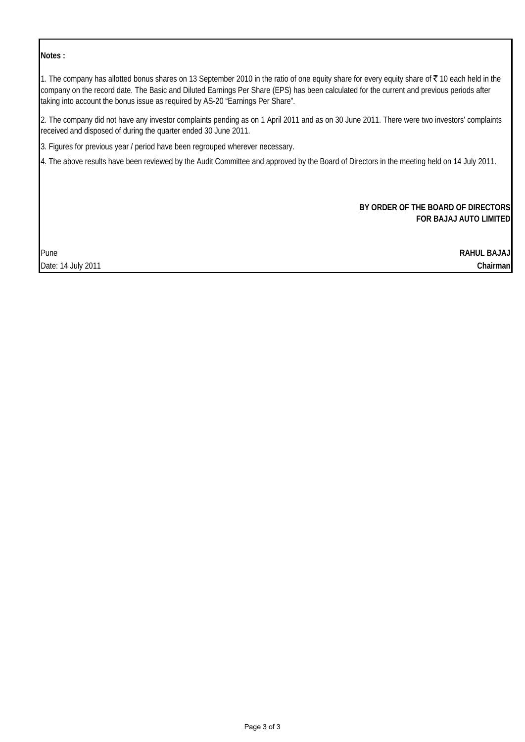**Notes :**

1. The company has allotted bonus shares on 13 September 2010 in the ratio of one equity share for every equity share of ₹ 10 each held in the company on the record date. The Basic and Diluted Earnings Per Share (EPS) has been calculated for the current and previous periods after taking into account the bonus issue as required by AS-20 "Earnings Per Share".

2. The company did not have any investor complaints pending as on 1 April 2011 and as on 30 June 2011. There were two investors' complaints received and disposed of during the quarter ended 30 June 2011.

3. Figures for previous year / period have been regrouped wherever necessary.

4. The above results have been reviewed by the Audit Committee and approved by the Board of Directors in the meeting held on 14 July 2011.

**BY ORDER OF THE BOARD OF DIRECTORS**
**FOR BAJAJ AUTO LIMITED**

Pune
Date: 14 July 2011

**RAHUL BAJAJ**
**Chairman**